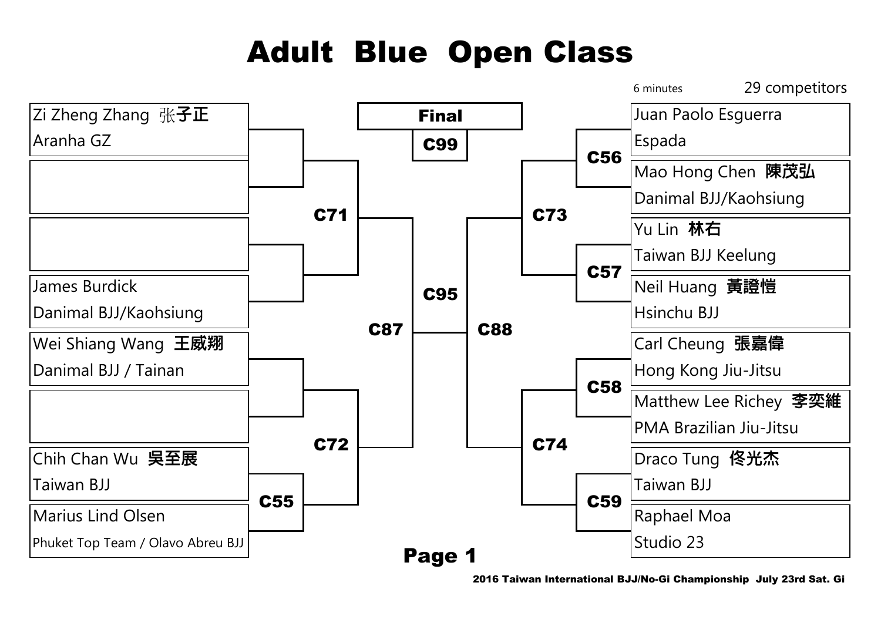# Adult Blue Open Class

6 minutes

29 competitors

| Left Bracket | Match | | Match | Right Bracket |
|---|---|---|---|---|
| Zi Zheng Zhang 张子正 / Aranha GZ | C71 | | C56 / C73 | Juan Paolo Esguerra / Espada |
| (empty) | C71 | | C56 / C73 | Mao Hong Chen 陳茂弘 / Danimal BJJ/Kaohsiung |
| (empty) | C71 | | C57 / C73 | Yu Lin 林右 / Taiwan BJJ Keelung |
| James Burdick / Danimal BJJ/Kaohsiung | C71 | | C57 / C73 | Neil Huang 黃證愷 / Hsinchu BJJ |
| Wei Shiang Wang 王威翔 / Danimal BJJ / Tainan | C72 | | C58 / C74 | Carl Cheung 張嘉偉 / Hong Kong Jiu-Jitsu |
| (empty) | C72 | | C58 / C74 | Matthew Lee Richey 李奕維 / PMA Brazilian Jiu-Jitsu |
| Chih Chan Wu 吳至展 / Taiwan BJJ | C55 / C72 | | C59 / C74 | Draco Tung 佟光杰 / Taiwan BJJ |
| Marius Lind Olsen / Phuket Top Team / Olavo Abreu BJJ | C55 / C72 | | C59 / C74 | Raphael Moa / Studio 23 |

C71 / C72 → C87

C73 / C74 → C88

C87 / C88 → C95

**Final**: C99

**Page 1**

2016 Taiwan International BJJ/No-Gi Championship July 23rd Sat. Gi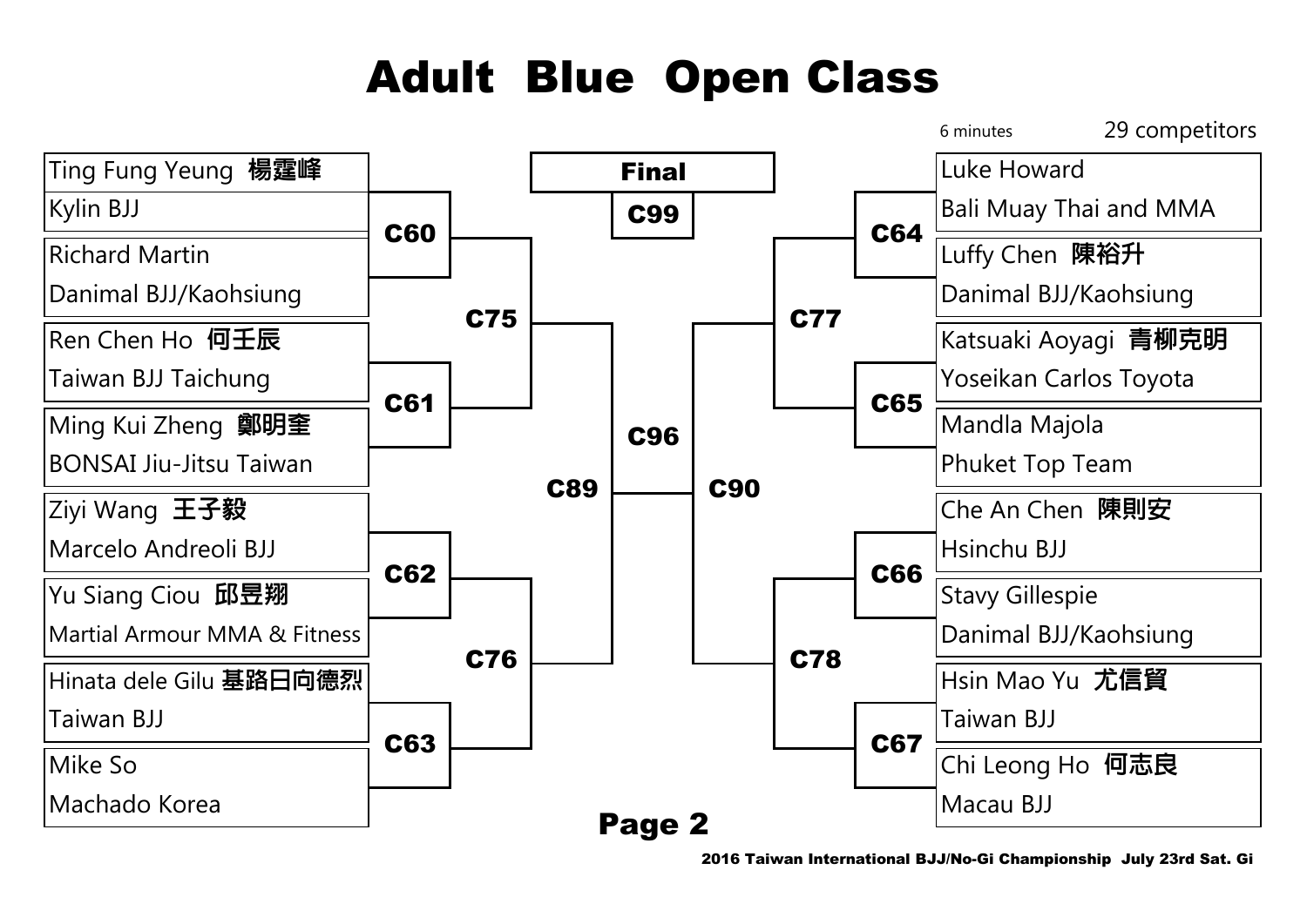# Adult Blue Open Class

6 minutes

29 competitors

Ting Fung Yeung 楊霆峰
Kylin BJJ

C60

Richard Martin
Danimal BJJ/Kaohsiung

C75

Ren Chen Ho 何壬辰
Taiwan BJJ Taichung

C61

Ming Kui Zheng 鄭明奎
BONSAI Jiu-Jitsu Taiwan

C89

Ziyi Wang 王子毅
Marcelo Andreoli BJJ

C62

Yu Siang Ciou 邱昱翔
Martial Armour MMA & Fitness

C76

Hinata dele Gilu 基路日向德烈
Taiwan BJJ

C63

Mike So
Machado Korea

**Final**

C99

C96

Luke Howard
Bali Muay Thai and MMA

C64

Luffy Chen 陳裕升
Danimal BJJ/Kaohsiung

C77

Katsuaki Aoyagi 青柳克明
Yoseikan Carlos Toyota

C65

Mandla Majola
Phuket Top Team

C90

Che An Chen 陳則安
Hsinchu BJJ

C66

Stavy Gillespie
Danimal BJJ/Kaohsiung

C78

Hsin Mao Yu 尤信貿
Taiwan BJJ

C67

Chi Leong Ho 何志良
Macau BJJ

**Page 2**

2016 Taiwan International BJJ/No-Gi Championship July 23rd Sat. Gi